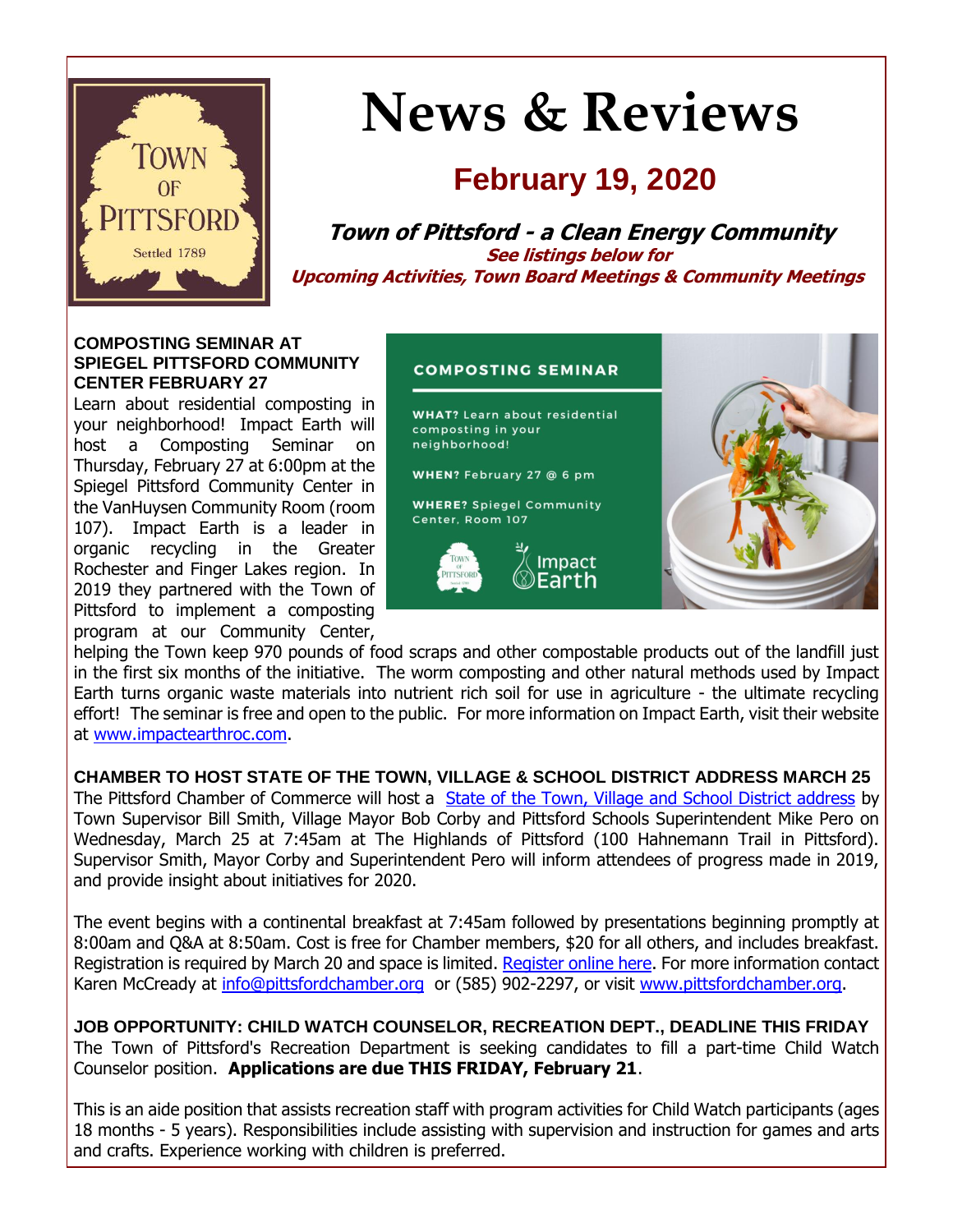# News & Reviews

## February 19, 2020

**Town of Pittsford - a Clean Energy Community**

**See listings below for Upcoming Activities, Town Board Meetings & Community Meetings**

### COMPOSTING SEMINAR AT SPIEGEL PITTSFORD COMMUNITY CENTER FEBRUARY 27

Learn about residential composting in your neighborhood! Impact Earth will host a Composting Seminar on Thursday, February 27 at 6:00pm at the Spiegel Pittsford Community Center in the VanHuysen Community Room (room 107). Impact Earth is a leader in organic recycling in the Greater Rochester and Finger Lakes region. In 2019 they partnered with the Town of Pittsford to implement a composting program at our Community Center, helping the Town keep 970 pounds of food scraps and other compostable products out of the landfill just in the first six months of the initiative. The worm composting and other natural methods used by Impact Earth turns organic waste materials into nutrient rich soil for use in agriculture - the ultimate recycling effort! The seminar is free and open to the public. For more information on Impact Earth, visit their website at www.impactearthroc.com.

**COMPOSTING SEMINAR**

**WHAT?** Learn about residential composting in your neighborhood!

**WHEN?** February 27 @ 6 pm

**WHERE?** Spiegel Community Center, Room 107

### CHAMBER TO HOST STATE OF THE TOWN, VILLAGE & SCHOOL DISTRICT ADDRESS MARCH 25

The Pittsford Chamber of Commerce will host a State of the Town, Village and School District address by Town Supervisor Bill Smith, Village Mayor Bob Corby and Pittsford Schools Superintendent Mike Pero on Wednesday, March 25 at 7:45am at The Highlands of Pittsford (100 Hahnemann Trail in Pittsford). Supervisor Smith, Mayor Corby and Superintendent Pero will inform attendees of progress made in 2019, and provide insight about initiatives for 2020.

The event begins with a continental breakfast at 7:45am followed by presentations beginning promptly at 8:00am and Q&A at 8:50am. Cost is free for Chamber members, $20 for all others, and includes breakfast. Registration is required by March 20 and space is limited. Register online here. For more information contact Karen McCready at info@pittsfordchamber.org or (585) 902-2297, or visit www.pittsfordchamber.org.

### JOB OPPORTUNITY: CHILD WATCH COUNSELOR, RECREATION DEPT., DEADLINE THIS FRIDAY

The Town of Pittsford's Recreation Department is seeking candidates to fill a part-time Child Watch Counselor position. **Applications are due THIS FRIDAY, February 21**.

This is an aide position that assists recreation staff with program activities for Child Watch participants (ages 18 months - 5 years). Responsibilities include assisting with supervision and instruction for games and arts and crafts. Experience working with children is preferred.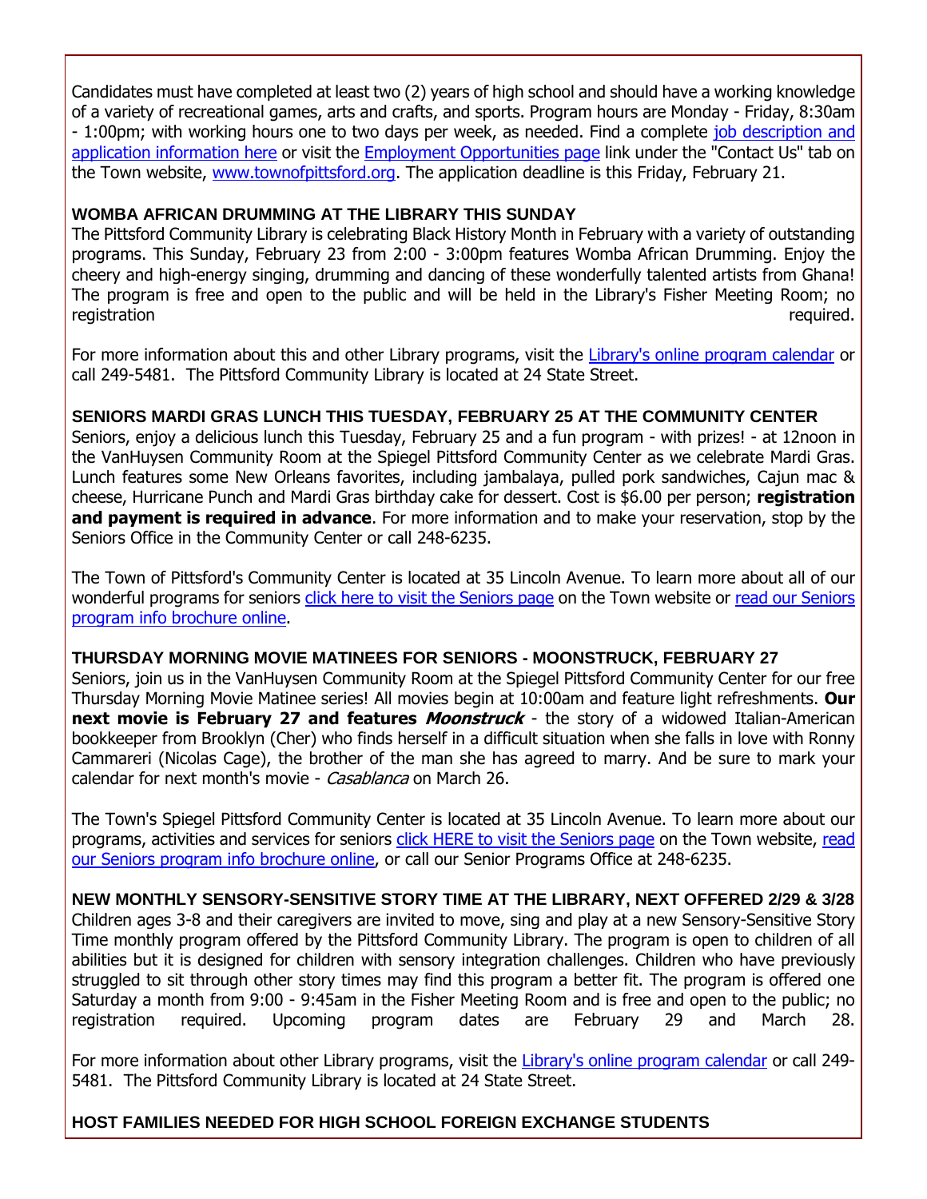Candidates must have completed at least two (2) years of high school and should have a working knowledge of a variety of recreational games, arts and crafts, and sports. Program hours are Monday - Friday, 8:30am - 1:00pm; with working hours one to two days per week, as needed. Find a complete job description and application information here or visit the Employment Opportunities page link under the "Contact Us" tab on the Town website, www.townofpittsford.org. The application deadline is this Friday, February 21.

**WOMBA AFRICAN DRUMMING AT THE LIBRARY THIS SUNDAY**

The Pittsford Community Library is celebrating Black History Month in February with a variety of outstanding programs. This Sunday, February 23 from 2:00 - 3:00pm features Womba African Drumming. Enjoy the cheery and high-energy singing, drumming and dancing of these wonderfully talented artists from Ghana! The program is free and open to the public and will be held in the Library's Fisher Meeting Room; no registration required.

For more information about this and other Library programs, visit the Library's online program calendar or call 249-5481. The Pittsford Community Library is located at 24 State Street.

**SENIORS MARDI GRAS LUNCH THIS TUESDAY, FEBRUARY 25 AT THE COMMUNITY CENTER**

Seniors, enjoy a delicious lunch this Tuesday, February 25 and a fun program - with prizes! - at 12noon in the VanHuysen Community Room at the Spiegel Pittsford Community Center as we celebrate Mardi Gras. Lunch features some New Orleans favorites, including jambalaya, pulled pork sandwiches, Cajun mac & cheese, Hurricane Punch and Mardi Gras birthday cake for dessert. Cost is $6.00 per person; **registration and payment is required in advance**. For more information and to make your reservation, stop by the Seniors Office in the Community Center or call 248-6235.

The Town of Pittsford's Community Center is located at 35 Lincoln Avenue. To learn more about all of our wonderful programs for seniors click here to visit the Seniors page on the Town website or read our Seniors program info brochure online.

**THURSDAY MORNING MOVIE MATINEES FOR SENIORS - MOONSTRUCK, FEBRUARY 27**

Seniors, join us in the VanHuysen Community Room at the Spiegel Pittsford Community Center for our free Thursday Morning Movie Matinee series! All movies begin at 10:00am and feature light refreshments. **Our next movie is February 27 and features *Moonstruck*** - the story of a widowed Italian-American bookkeeper from Brooklyn (Cher) who finds herself in a difficult situation when she falls in love with Ronny Cammareri (Nicolas Cage), the brother of the man she has agreed to marry. And be sure to mark your calendar for next month's movie - *Casablanca* on March 26.

The Town's Spiegel Pittsford Community Center is located at 35 Lincoln Avenue. To learn more about our programs, activities and services for seniors click HERE to visit the Seniors page on the Town website, read our Seniors program info brochure online, or call our Senior Programs Office at 248-6235.

**NEW MONTHLY SENSORY-SENSITIVE STORY TIME AT THE LIBRARY, NEXT OFFERED 2/29 & 3/28**

Children ages 3-8 and their caregivers are invited to move, sing and play at a new Sensory-Sensitive Story Time monthly program offered by the Pittsford Community Library. The program is open to children of all abilities but it is designed for children with sensory integration challenges. Children who have previously struggled to sit through other story times may find this program a better fit. The program is offered one Saturday a month from 9:00 - 9:45am in the Fisher Meeting Room and is free and open to the public; no registration required. Upcoming program dates are February 29 and March 28.

For more information about other Library programs, visit the Library's online program calendar or call 249-5481. The Pittsford Community Library is located at 24 State Street.

**HOST FAMILIES NEEDED FOR HIGH SCHOOL FOREIGN EXCHANGE STUDENTS**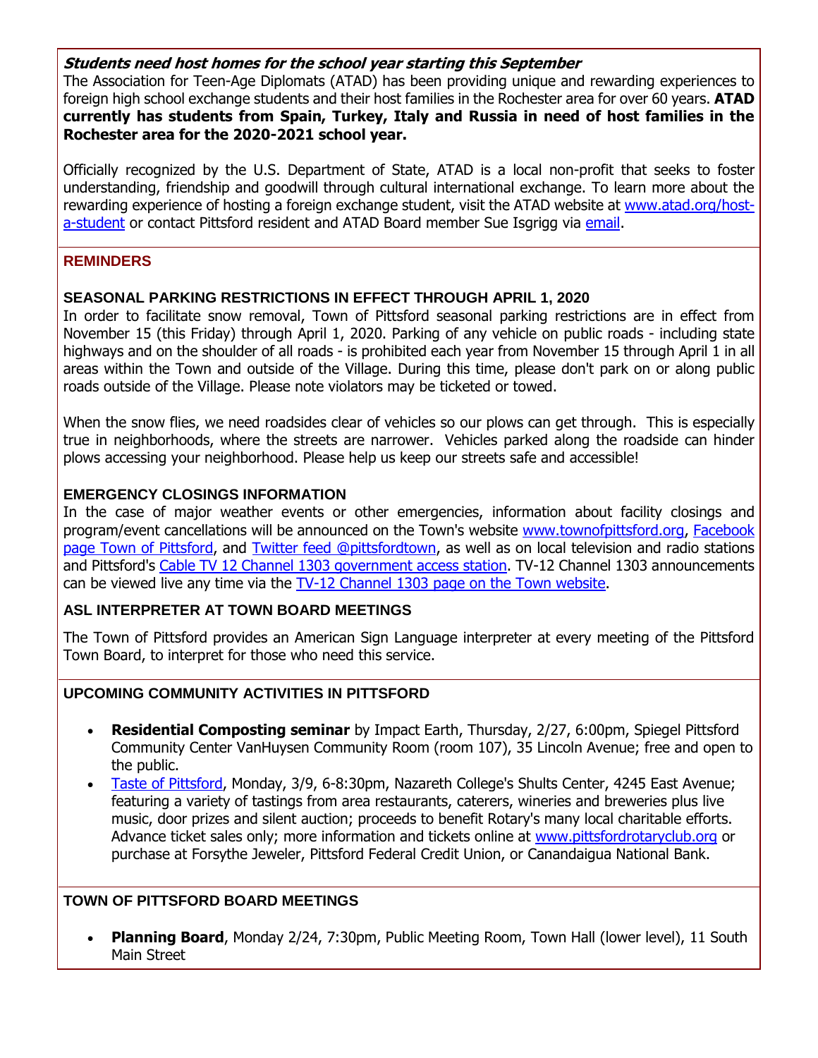***Students need host homes for the school year starting this September***

The Association for Teen-Age Diplomats (ATAD) has been providing unique and rewarding experiences to foreign high school exchange students and their host families in the Rochester area for over 60 years. **ATAD currently has students from Spain, Turkey, Italy and Russia in need of host families in the Rochester area for the 2020-2021 school year.**

Officially recognized by the U.S. Department of State, ATAD is a local non-profit that seeks to foster understanding, friendship and goodwill through cultural international exchange. To learn more about the rewarding experience of hosting a foreign exchange student, visit the ATAD website at www.atad.org/host-a-student or contact Pittsford resident and ATAD Board member Sue Isgrigg via email.

## REMINDERS

### SEASONAL PARKING RESTRICTIONS IN EFFECT THROUGH APRIL 1, 2020

In order to facilitate snow removal, Town of Pittsford seasonal parking restrictions are in effect from November 15 (this Friday) through April 1, 2020. Parking of any vehicle on public roads - including state highways and on the shoulder of all roads - is prohibited each year from November 15 through April 1 in all areas within the Town and outside of the Village. During this time, please don't park on or along public roads outside of the Village. Please note violators may be ticketed or towed.

When the snow flies, we need roadsides clear of vehicles so our plows can get through. This is especially true in neighborhoods, where the streets are narrower. Vehicles parked along the roadside can hinder plows accessing your neighborhood. Please help us keep our streets safe and accessible!

### EMERGENCY CLOSINGS INFORMATION

In the case of major weather events or other emergencies, information about facility closings and program/event cancellations will be announced on the Town's website www.townofpittsford.org, Facebook page Town of Pittsford, and Twitter feed @pittsfordtown, as well as on local television and radio stations and Pittsford's Cable TV 12 Channel 1303 government access station. TV-12 Channel 1303 announcements can be viewed live any time via the TV-12 Channel 1303 page on the Town website.

### ASL INTERPRETER AT TOWN BOARD MEETINGS

The Town of Pittsford provides an American Sign Language interpreter at every meeting of the Pittsford Town Board, to interpret for those who need this service.

## UPCOMING COMMUNITY ACTIVITIES IN PITTSFORD

- **Residential Composting seminar** by Impact Earth, Thursday, 2/27, 6:00pm, Spiegel Pittsford Community Center VanHuysen Community Room (room 107), 35 Lincoln Avenue; free and open to the public.
- Taste of Pittsford, Monday, 3/9, 6-8:30pm, Nazareth College's Shults Center, 4245 East Avenue; featuring a variety of tastings from area restaurants, caterers, wineries and breweries plus live music, door prizes and silent auction; proceeds to benefit Rotary's many local charitable efforts. Advance ticket sales only; more information and tickets online at www.pittsfordrotaryclub.org or purchase at Forsythe Jeweler, Pittsford Federal Credit Union, or Canandaigua National Bank.

## TOWN OF PITTSFORD BOARD MEETINGS

- **Planning Board**, Monday 2/24, 7:30pm, Public Meeting Room, Town Hall (lower level), 11 South Main Street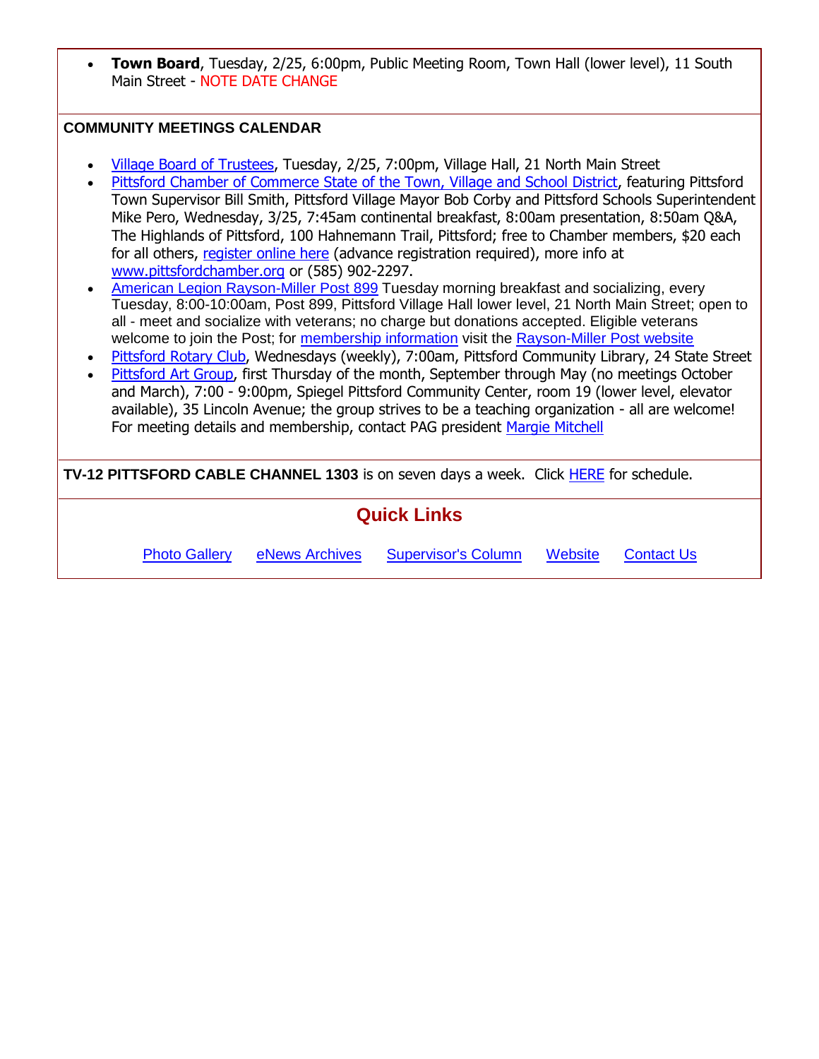- **Town Board**, Tuesday, 2/25, 6:00pm, Public Meeting Room, Town Hall (lower level), 11 South Main Street - NOTE DATE CHANGE

**COMMUNITY MEETINGS CALENDAR**

- Village Board of Trustees, Tuesday, 2/25, 7:00pm, Village Hall, 21 North Main Street
- Pittsford Chamber of Commerce State of the Town, Village and School District, featuring Pittsford Town Supervisor Bill Smith, Pittsford Village Mayor Bob Corby and Pittsford Schools Superintendent Mike Pero, Wednesday, 3/25, 7:45am continental breakfast, 8:00am presentation, 8:50am Q&A, The Highlands of Pittsford, 100 Hahnemann Trail, Pittsford; free to Chamber members, $20 each for all others, register online here (advance registration required), more info at www.pittsfordchamber.org or (585) 902-2297.
- American Legion Rayson-Miller Post 899 Tuesday morning breakfast and socializing, every Tuesday, 8:00-10:00am, Post 899, Pittsford Village Hall lower level, 21 North Main Street; open to all - meet and socialize with veterans; no charge but donations accepted. Eligible veterans welcome to join the Post; for membership information visit the Rayson-Miller Post website
- Pittsford Rotary Club, Wednesdays (weekly), 7:00am, Pittsford Community Library, 24 State Street
- Pittsford Art Group, first Thursday of the month, September through May (no meetings October and March), 7:00 - 9:00pm, Spiegel Pittsford Community Center, room 19 (lower level, elevator available), 35 Lincoln Avenue; the group strives to be a teaching organization - all are welcome! For meeting details and membership, contact PAG president Margie Mitchell

**TV-12 PITTSFORD CABLE CHANNEL 1303** is on seven days a week. Click HERE for schedule.

## Quick Links

Photo Gallery | eNews Archives | Supervisor's Column | Website | Contact Us